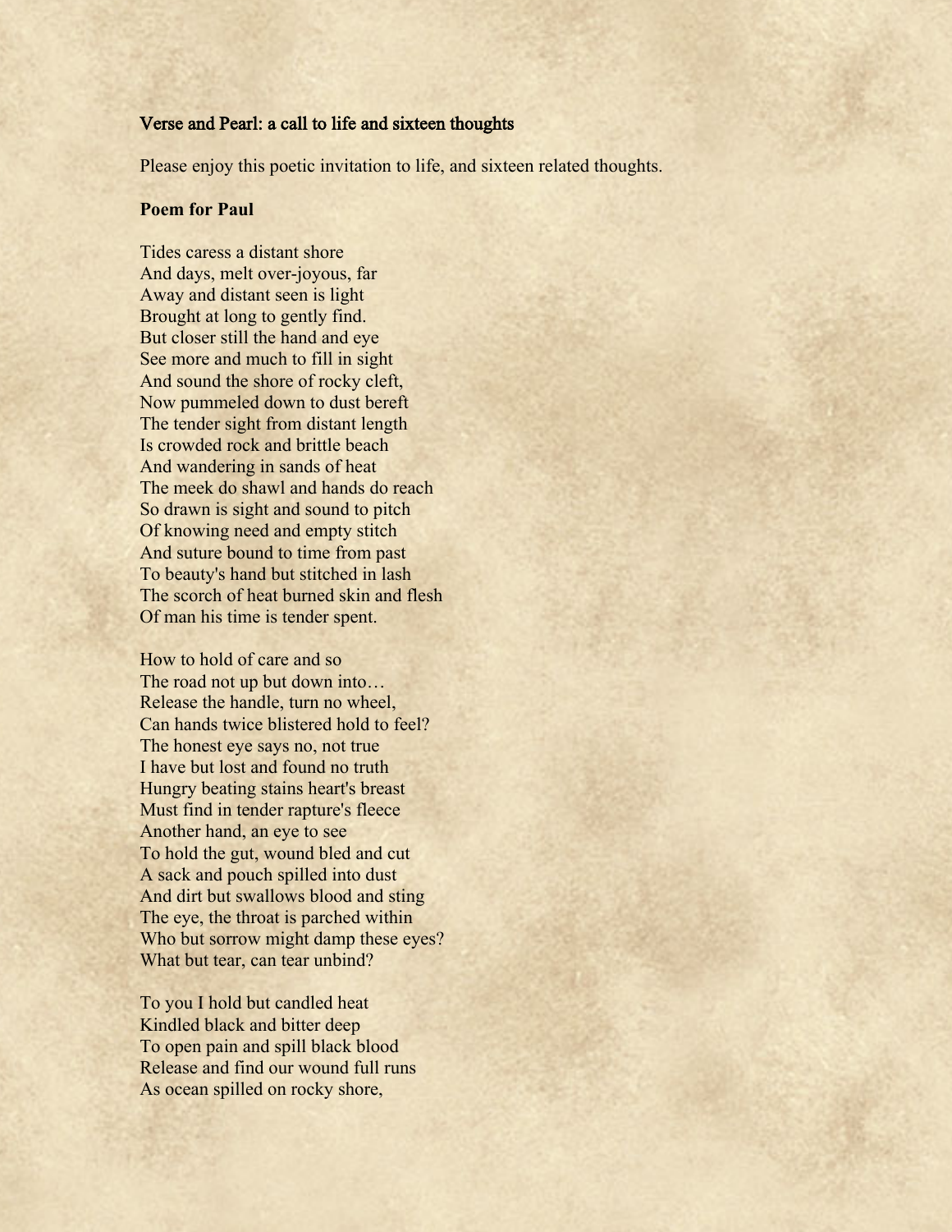### Verse and Pearl: a call to life and sixteen thoughts

Please enjoy this poetic invitation to life, and sixteen related thoughts.

**Poem for Paul**

Tides caress a distant shore
And days, melt over-joyous, far
Away and distant seen is light
Brought at long to gently find.
But closer still the hand and eye
See more and much to fill in sight
And sound the shore of rocky cleft,
Now pummeled down to dust bereft
The tender sight from distant length
Is crowded rock and brittle beach
And wandering in sands of heat
The meek do shawl and hands do reach
So drawn is sight and sound to pitch
Of knowing need and empty stitch
And suture bound to time from past
To beauty's hand but stitched in lash
The scorch of heat burned skin and flesh
Of man his time is tender spent.

How to hold of care and so
The road not up but down into…
Release the handle, turn no wheel,
Can hands twice blistered hold to feel?
The honest eye says no, not true
I have but lost and found no truth
Hungry beating stains heart's breast
Must find in tender rapture's fleece
Another hand, an eye to see
To hold the gut, wound bled and cut
A sack and pouch spilled into dust
And dirt but swallows blood and sting
The eye, the throat is parched within
Who but sorrow might damp these eyes?
What but tear, can tear unbind?

To you I hold but candled heat
Kindled black and bitter deep
To open pain and spill black blood
Release and find our wound full runs
As ocean spilled on rocky shore,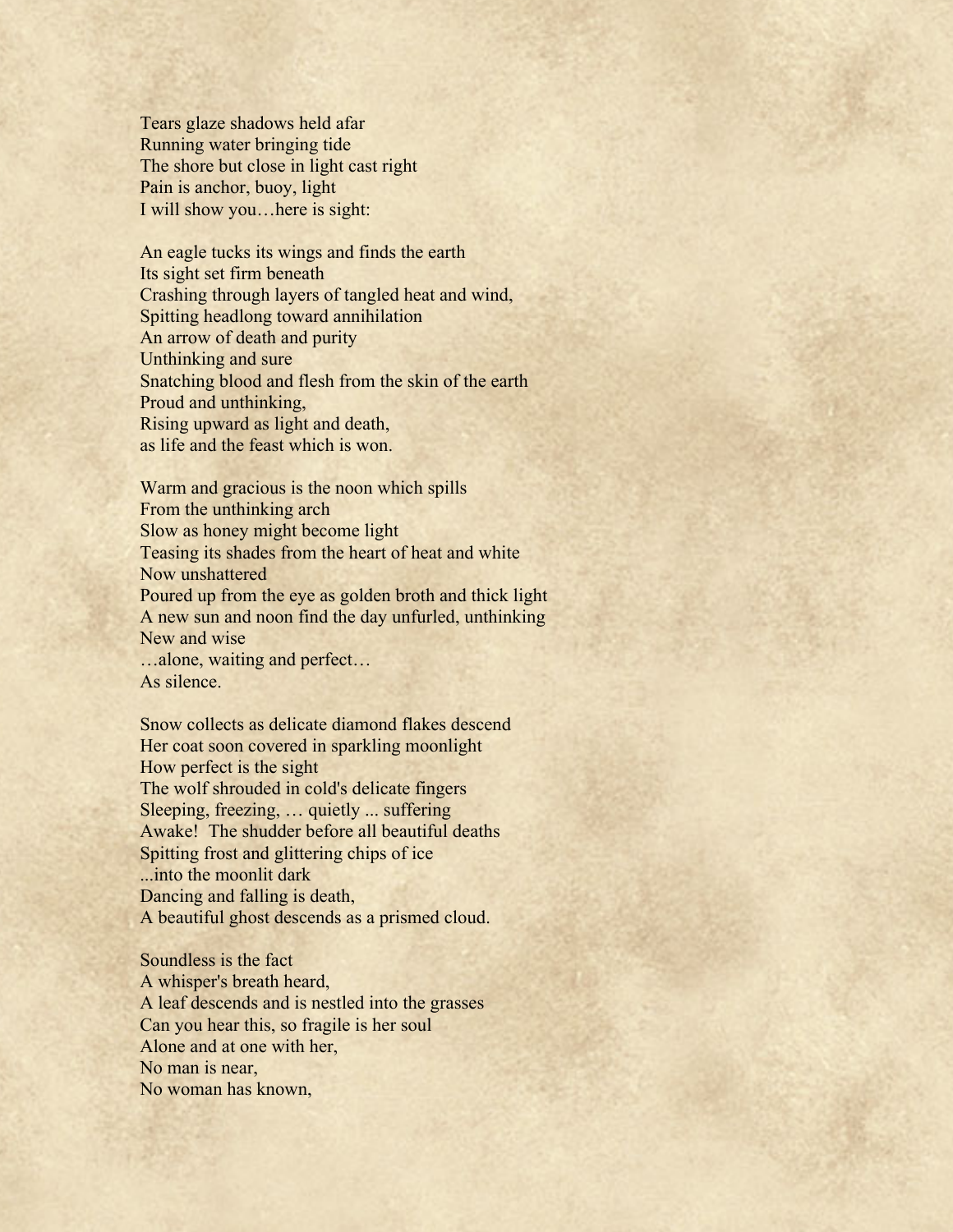Tears glaze shadows held afar  
Running water bringing tide  
The shore but close in light cast right  
Pain is anchor, buoy, light  
I will show you…here is sight:

An eagle tucks its wings and finds the earth  
Its sight set firm beneath  
Crashing through layers of tangled heat and wind,  
Spitting headlong toward annihilation  
An arrow of death and purity  
Unthinking and sure  
Snatching blood and flesh from the skin of the earth  
Proud and unthinking,  
Rising upward as light and death,  
as life and the feast which is won.

Warm and gracious is the noon which spills  
From the unthinking arch  
Slow as honey might become light  
Teasing its shades from the heart of heat and white  
Now unshattered  
Poured up from the eye as golden broth and thick light  
A new sun and noon find the day unfurled, unthinking  
New and wise  
…alone, waiting and perfect…  
As silence.

Snow collects as delicate diamond flakes descend  
Her coat soon covered in sparkling moonlight  
How perfect is the sight  
The wolf shrouded in cold's delicate fingers  
Sleeping, freezing, … quietly ... suffering  
Awake! The shudder before all beautiful deaths  
Spitting frost and glittering chips of ice  
...into the moonlit dark  
Dancing and falling is death,  
A beautiful ghost descends as a prismed cloud.

Soundless is the fact  
A whisper's breath heard,  
A leaf descends and is nestled into the grasses  
Can you hear this, so fragile is her soul  
Alone and at one with her,  
No man is near,  
No woman has known,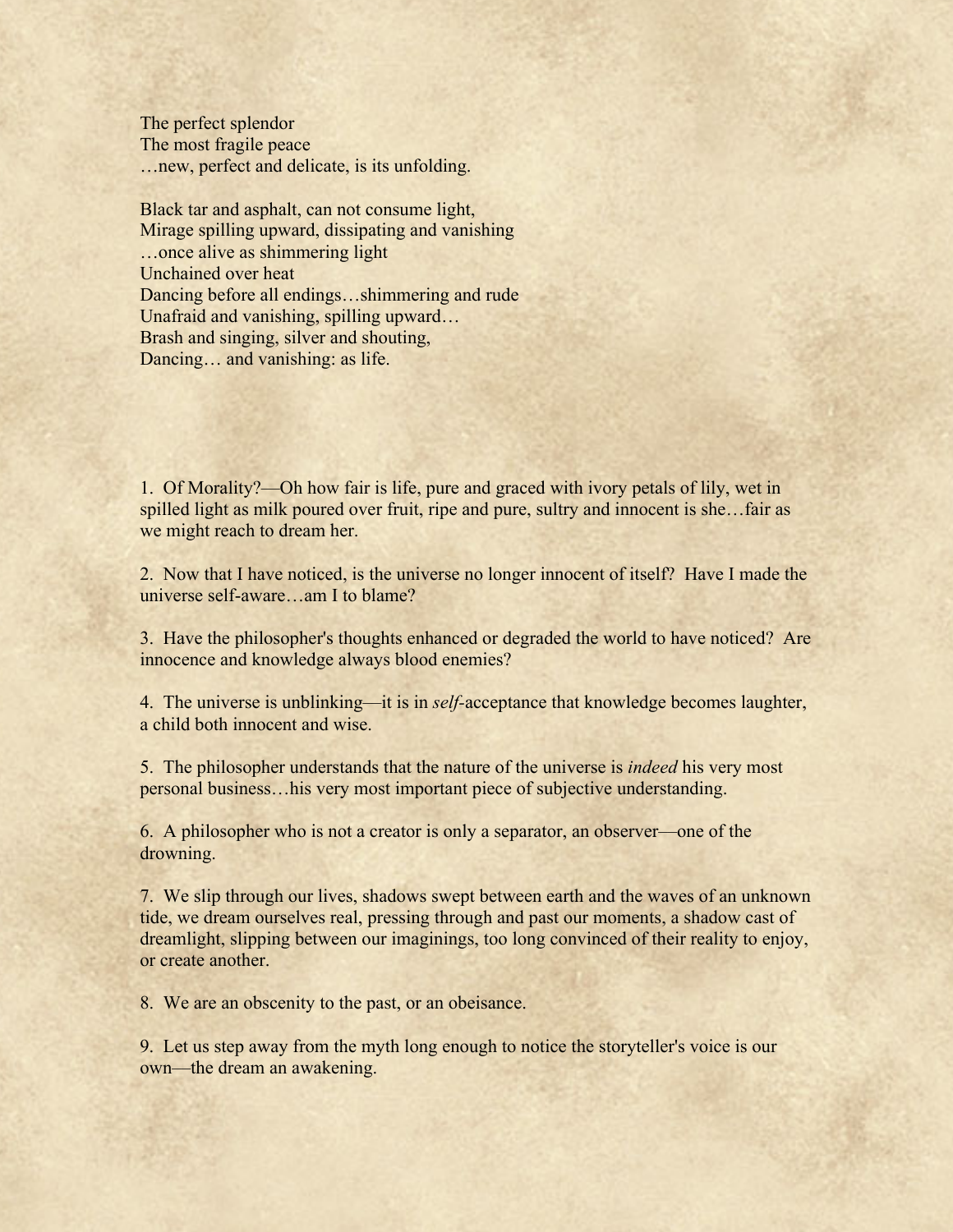The perfect splendor  
The most fragile peace  
…new, perfect and delicate, is its unfolding.

Black tar and asphalt, can not consume light,  
Mirage spilling upward, dissipating and vanishing  
…once alive as shimmering light  
Unchained over heat  
Dancing before all endings…shimmering and rude  
Unafraid and vanishing, spilling upward…  
Brash and singing, silver and shouting,  
Dancing… and vanishing: as life.

1. Of Morality?—Oh how fair is life, pure and graced with ivory petals of lily, wet in spilled light as milk poured over fruit, ripe and pure, sultry and innocent is she…fair as we might reach to dream her.

2. Now that I have noticed, is the universe no longer innocent of itself? Have I made the universe self-aware…am I to blame?

3. Have the philosopher's thoughts enhanced or degraded the world to have noticed? Are innocence and knowledge always blood enemies?

4. The universe is unblinking—it is in *self*-acceptance that knowledge becomes laughter, a child both innocent and wise.

5. The philosopher understands that the nature of the universe is *indeed* his very most personal business…his very most important piece of subjective understanding.

6. A philosopher who is not a creator is only a separator, an observer—one of the drowning.

7. We slip through our lives, shadows swept between earth and the waves of an unknown tide, we dream ourselves real, pressing through and past our moments, a shadow cast of dreamlight, slipping between our imaginings, too long convinced of their reality to enjoy, or create another.

8. We are an obscenity to the past, or an obeisance.

9. Let us step away from the myth long enough to notice the storyteller's voice is our own—the dream an awakening.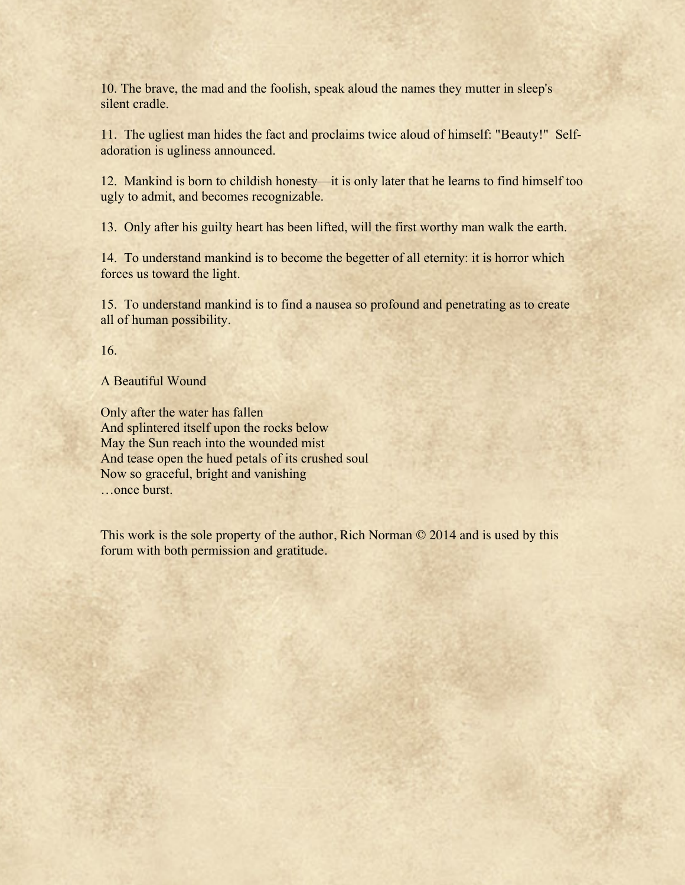10. The brave, the mad and the foolish, speak aloud the names they mutter in sleep's silent cradle.

11. The ugliest man hides the fact and proclaims twice aloud of himself: "Beauty!" Self-adoration is ugliness announced.

12. Mankind is born to childish honesty—it is only later that he learns to find himself too ugly to admit, and becomes recognizable.

13. Only after his guilty heart has been lifted, will the first worthy man walk the earth.

14. To understand mankind is to become the begetter of all eternity: it is horror which forces us toward the light.

15. To understand mankind is to find a nausea so profound and penetrating as to create all of human possibility.

16.

A Beautiful Wound

Only after the water has fallen  
And splintered itself upon the rocks below  
May the Sun reach into the wounded mist  
And tease open the hued petals of its crushed soul  
Now so graceful, bright and vanishing  
…once burst.

This work is the sole property of the author, Rich Norman © 2014 and is used by this forum with both permission and gratitude.